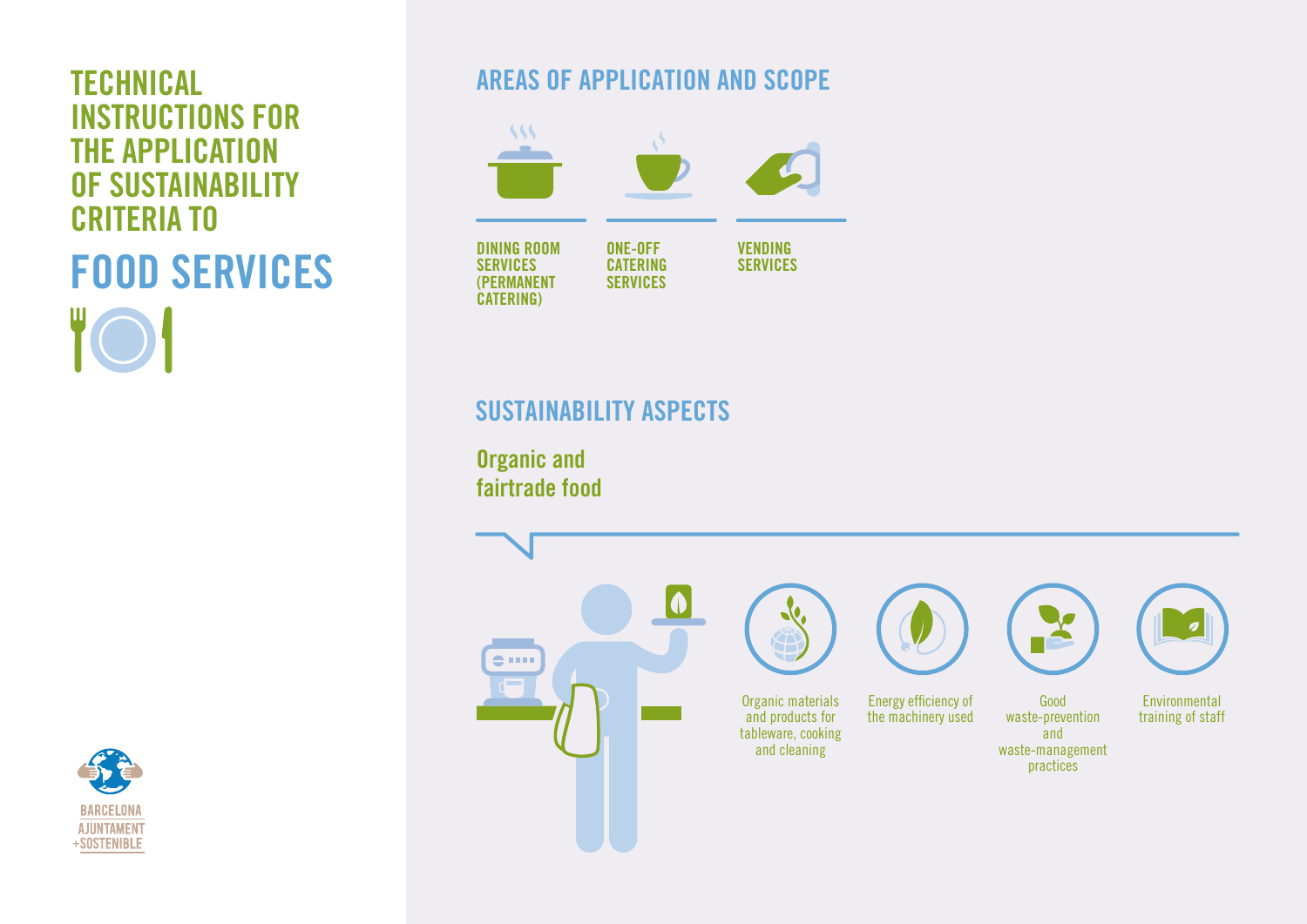# TECHNICAL INSTRUCTIONS FOR THE APPLICATION OF SUSTAINABILITY CRITERIA TO

# FOOD SERVICES

## AREAS OF APPLICATION AND SCOPE

- DINING ROOM SERVICES (PERMANENT CATERING)
- ONE-OFF CATERING SERVICES
- VENDING SERVICES

## SUSTAINABILITY ASPECTS

### Organic and fairtrade food

- Organic materials and products for tableware, cooking and cleaning
- Energy efficiency of the machinery used
- Good waste-prevention and waste-management practices
- Environmental training of staff

BARCELONA AJUNTAMENT +SOSTENIBLE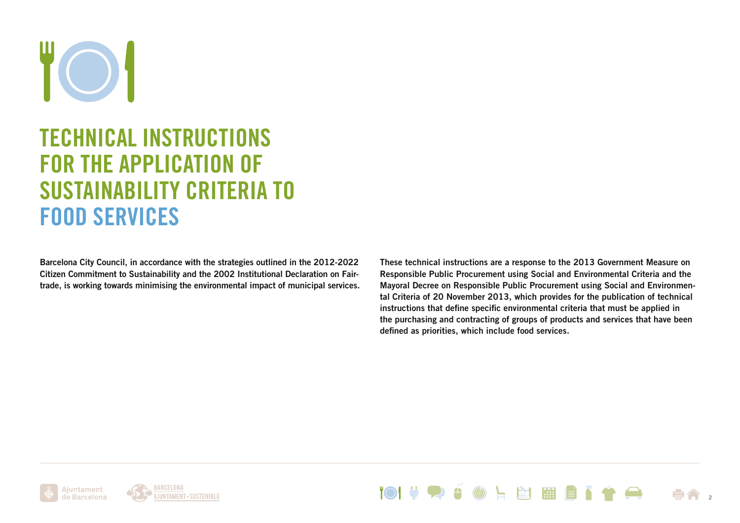# TECHNICAL INSTRUCTIONS FOR THE APPLICATION OF SUSTAINABILITY CRITERIA TO FOOD SERVICES

**Barcelona City Council, in accordance with the strategies outlined in the 2012-2022 Citizen Commitment to Sustainability and the 2002 Institutional Declaration on Fairtrade, is working towards minimising the environmental impact of municipal services.**

**These technical instructions are a response to the 2013 Government Measure on Responsible Public Procurement using Social and Environmental Criteria and the Mayoral Decree on Responsible Public Procurement using Social and Environmental Criteria of 20 November 2013, which provides for the publication of technical instructions that define specific environmental criteria that must be applied in the purchasing and contracting of groups of products and services that have been defined as priorities, which include food services.**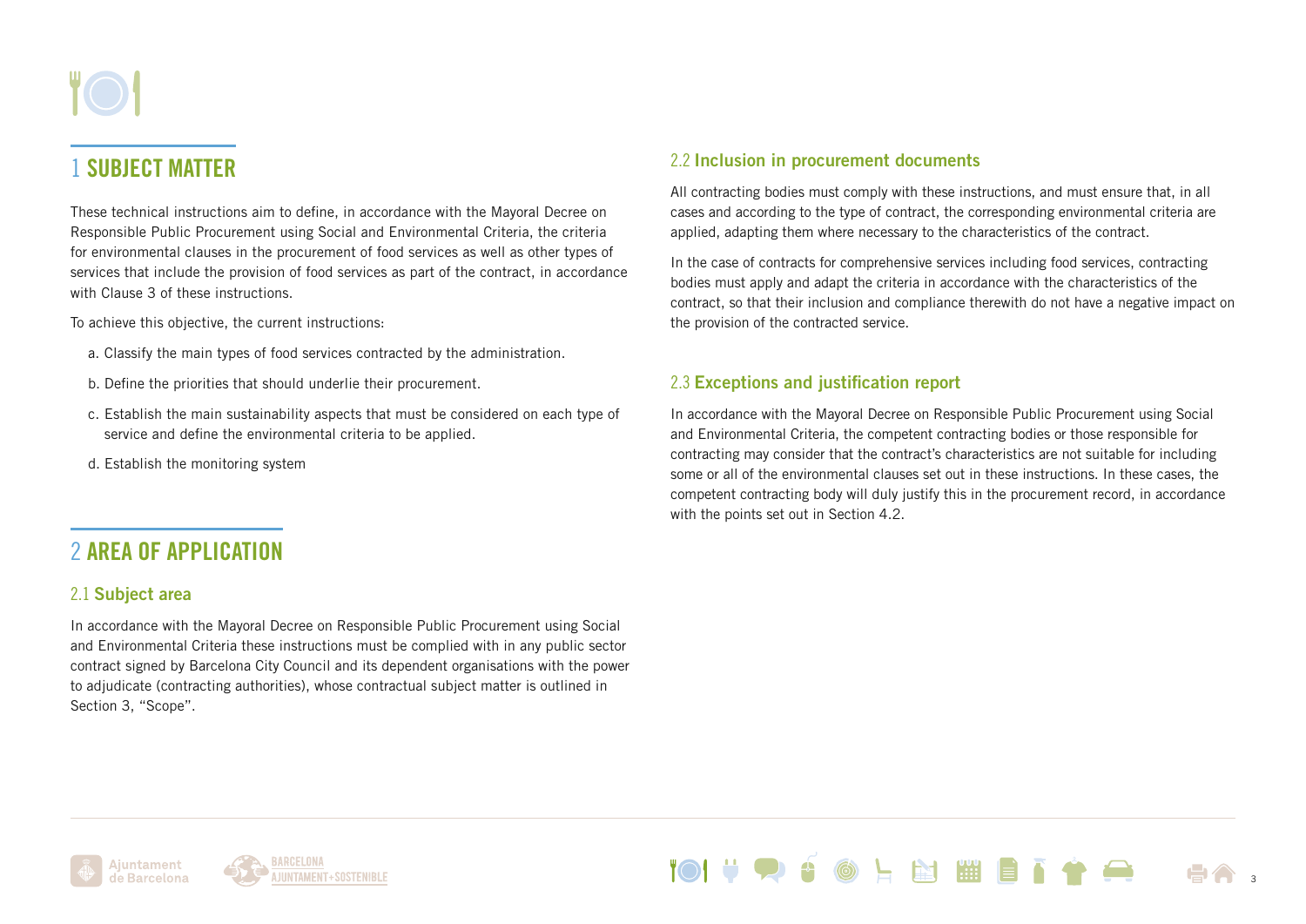# 1 SUBJECT MATTER

These technical instructions aim to define, in accordance with the Mayoral Decree on Responsible Public Procurement using Social and Environmental Criteria, the criteria for environmental clauses in the procurement of food services as well as other types of services that include the provision of food services as part of the contract, in accordance with Clause 3 of these instructions.

To achieve this objective, the current instructions:

a. Classify the main types of food services contracted by the administration.

b. Define the priorities that should underlie their procurement.

c. Establish the main sustainability aspects that must be considered on each type of service and define the environmental criteria to be applied.

d. Establish the monitoring system

# 2 AREA OF APPLICATION

## 2.1 Subject area

In accordance with the Mayoral Decree on Responsible Public Procurement using Social and Environmental Criteria these instructions must be complied with in any public sector contract signed by Barcelona City Council and its dependent organisations with the power to adjudicate (contracting authorities), whose contractual subject matter is outlined in Section 3, "Scope".

## 2.2 Inclusion in procurement documents

All contracting bodies must comply with these instructions, and must ensure that, in all cases and according to the type of contract, the corresponding environmental criteria are applied, adapting them where necessary to the characteristics of the contract.

In the case of contracts for comprehensive services including food services, contracting bodies must apply and adapt the criteria in accordance with the characteristics of the contract, so that their inclusion and compliance therewith do not have a negative impact on the provision of the contracted service.

## 2.3 Exceptions and justification report

In accordance with the Mayoral Decree on Responsible Public Procurement using Social and Environmental Criteria, the competent contracting bodies or those responsible for contracting may consider that the contract's characteristics are not suitable for including some or all of the environmental clauses set out in these instructions. In these cases, the competent contracting body will duly justify this in the procurement record, in accordance with the points set out in Section 4.2.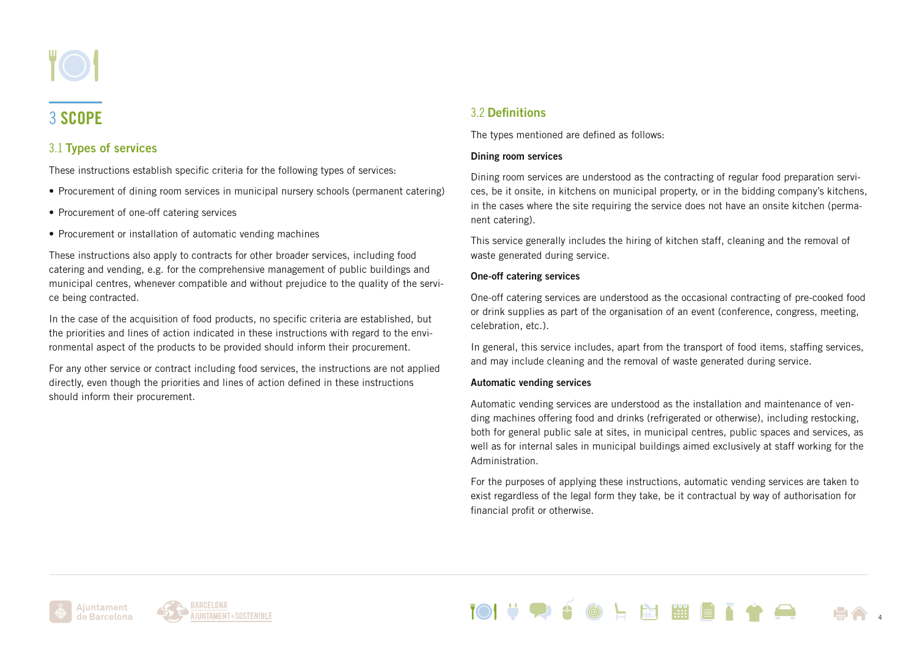# 3 SCOPE

## 3.1 Types of services

These instructions establish specific criteria for the following types of services:

- Procurement of dining room services in municipal nursery schools (permanent catering)
- Procurement of one-off catering services
- Procurement or installation of automatic vending machines

These instructions also apply to contracts for other broader services, including food catering and vending, e.g. for the comprehensive management of public buildings and municipal centres, whenever compatible and without prejudice to the quality of the service being contracted.

In the case of the acquisition of food products, no specific criteria are established, but the priorities and lines of action indicated in these instructions with regard to the environmental aspect of the products to be provided should inform their procurement.

For any other service or contract including food services, the instructions are not applied directly, even though the priorities and lines of action defined in these instructions should inform their procurement.

## 3.2 Definitions

The types mentioned are defined as follows:

**Dining room services**

Dining room services are understood as the contracting of regular food preparation services, be it onsite, in kitchens on municipal property, or in the bidding company's kitchens, in the cases where the site requiring the service does not have an onsite kitchen (permanent catering).

This service generally includes the hiring of kitchen staff, cleaning and the removal of waste generated during service.

**One-off catering services**

One-off catering services are understood as the occasional contracting of pre-cooked food or drink supplies as part of the organisation of an event (conference, congress, meeting, celebration, etc.).

In general, this service includes, apart from the transport of food items, staffing services, and may include cleaning and the removal of waste generated during service.

**Automatic vending services**

Automatic vending services are understood as the installation and maintenance of vending machines offering food and drinks (refrigerated or otherwise), including restocking, both for general public sale at sites, in municipal centres, public spaces and services, as well as for internal sales in municipal buildings aimed exclusively at staff working for the Administration.

For the purposes of applying these instructions, automatic vending services are taken to exist regardless of the legal form they take, be it contractual by way of authorisation for financial profit or otherwise.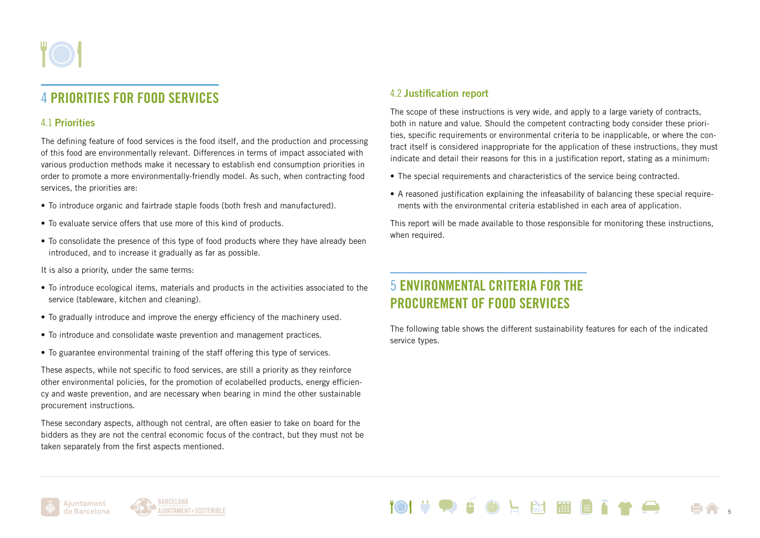# 4 PRIORITIES FOR FOOD SERVICES

## 4.1 Priorities

The defining feature of food services is the food itself, and the production and processing of this food are environmentally relevant. Differences in terms of impact associated with various production methods make it necessary to establish end consumption priorities in order to promote a more environmentally-friendly model. As such, when contracting food services, the priorities are:

- To introduce organic and fairtrade staple foods (both fresh and manufactured).
- To evaluate service offers that use more of this kind of products.
- To consolidate the presence of this type of food products where they have already been introduced, and to increase it gradually as far as possible.

It is also a priority, under the same terms:

- To introduce ecological items, materials and products in the activities associated to the service (tableware, kitchen and cleaning).
- To gradually introduce and improve the energy efficiency of the machinery used.
- To introduce and consolidate waste prevention and management practices.
- To guarantee environmental training of the staff offering this type of services.

These aspects, while not specific to food services, are still a priority as they reinforce other environmental policies, for the promotion of ecolabelled products, energy efficiency and waste prevention, and are necessary when bearing in mind the other sustainable procurement instructions.

These secondary aspects, although not central, are often easier to take on board for the bidders as they are not the central economic focus of the contract, but they must not be taken separately from the first aspects mentioned.

## 4.2 Justification report

The scope of these instructions is very wide, and apply to a large variety of contracts, both in nature and value. Should the competent contracting body consider these priorities, specific requirements or environmental criteria to be inapplicable, or where the contract itself is considered inappropriate for the application of these instructions, they must indicate and detail their reasons for this in a justification report, stating as a minimum:

- The special requirements and characteristics of the service being contracted.
- A reasoned justification explaining the infeasability of balancing these special requirements with the environmental criteria established in each area of application.

This report will be made available to those responsible for monitoring these instructions, when required.

# 5 ENVIRONMENTAL CRITERIA FOR THE PROCUREMENT OF FOOD SERVICES

The following table shows the different sustainability features for each of the indicated service types.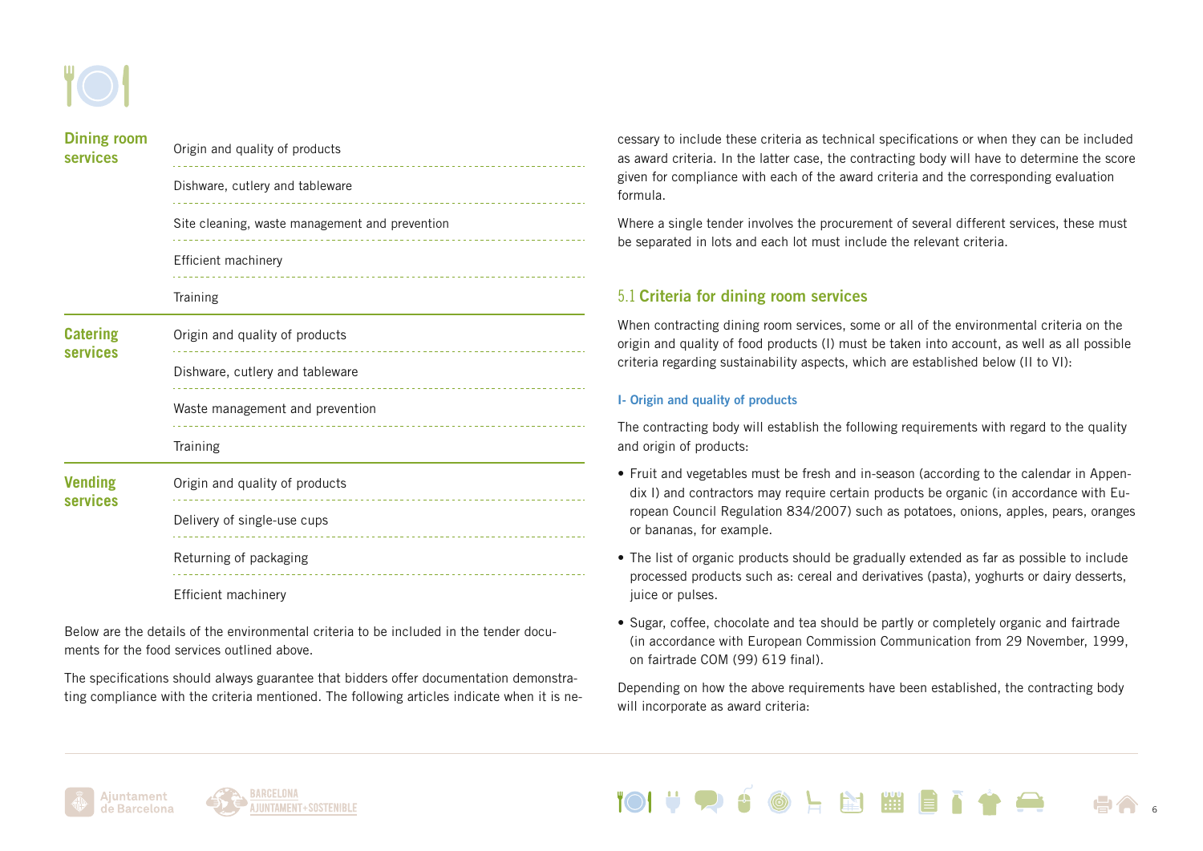| Service | Criteria |
|---|---|
| **Dining room services** | Origin and quality of products |
| | Dishware, cutlery and tableware |
| | Site cleaning, waste management and prevention |
| | Efficient machinery |
| | Training |
| **Catering services** | Origin and quality of products |
| | Dishware, cutlery and tableware |
| | Waste management and prevention |
| | Training |
| **Vending services** | Origin and quality of products |
| | Delivery of single-use cups |
| | Returning of packaging |
| | Efficient machinery |

Below are the details of the environmental criteria to be included in the tender documents for the food services outlined above.

The specifications should always guarantee that bidders offer documentation demonstrating compliance with the criteria mentioned. The following articles indicate when it is necessary to include these criteria as technical specifications or when they can be included as award criteria. In the latter case, the contracting body will have to determine the score given for compliance with each of the award criteria and the corresponding evaluation formula.

Where a single tender involves the procurement of several different services, these must be separated in lots and each lot must include the relevant criteria.

## 5.1 Criteria for dining room services

When contracting dining room services, some or all of the environmental criteria on the origin and quality of food products (I) must be taken into account, as well as all possible criteria regarding sustainability aspects, which are established below (II to VI):

### I- Origin and quality of products

The contracting body will establish the following requirements with regard to the quality and origin of products:

- Fruit and vegetables must be fresh and in-season (according to the calendar in Appendix I) and contractors may require certain products be organic (in accordance with European Council Regulation 834/2007) such as potatoes, onions, apples, pears, oranges or bananas, for example.
- The list of organic products should be gradually extended as far as possible to include processed products such as: cereal and derivatives (pasta), yoghurts or dairy desserts, juice or pulses.
- Sugar, coffee, chocolate and tea should be partly or completely organic and fairtrade (in accordance with European Commission Communication from 29 November, 1999, on fairtrade COM (99) 619 final).

Depending on how the above requirements have been established, the contracting body will incorporate as award criteria: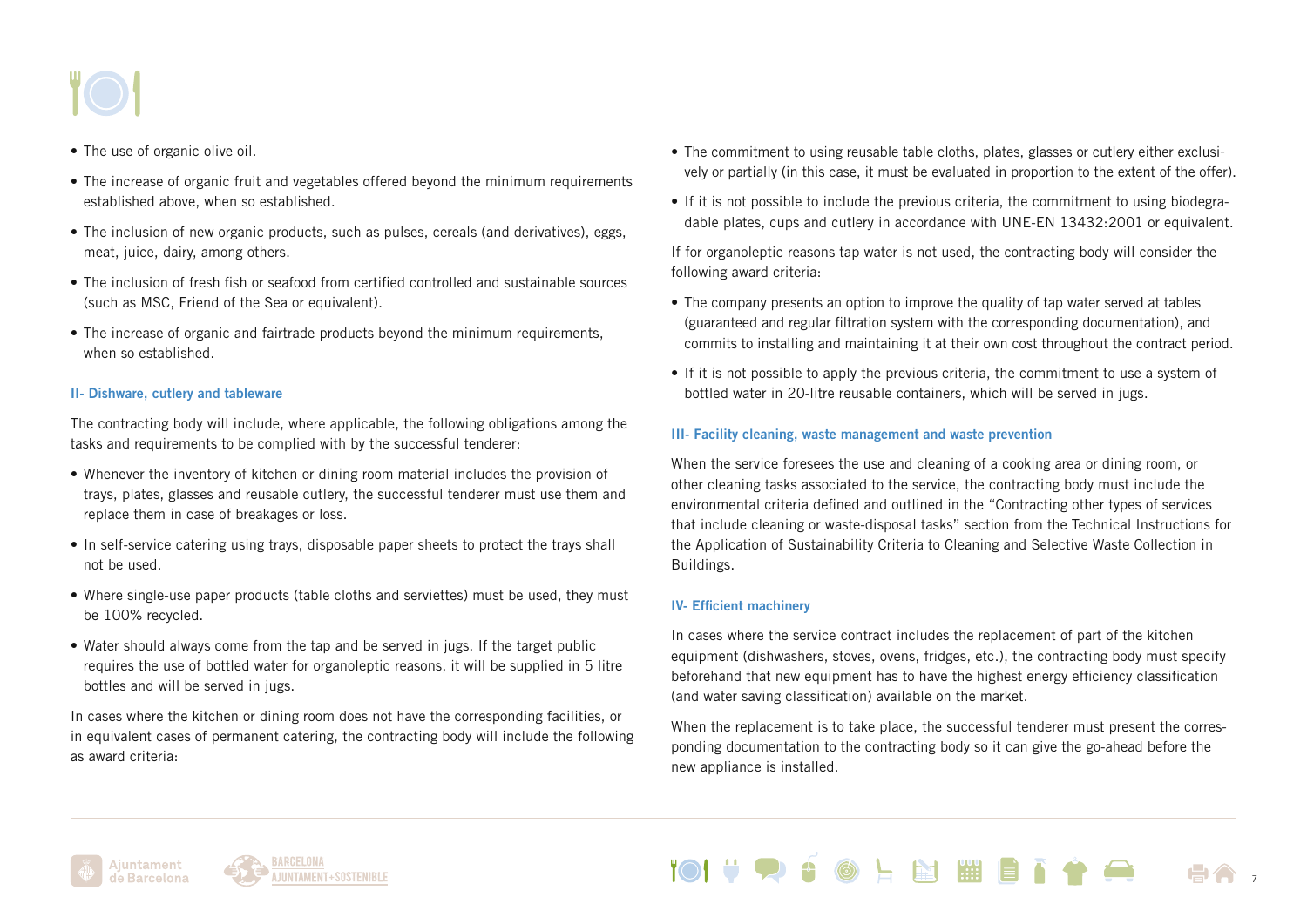- The use of organic olive oil.
- The increase of organic fruit and vegetables offered beyond the minimum requirements established above, when so established.
- The inclusion of new organic products, such as pulses, cereals (and derivatives), eggs, meat, juice, dairy, among others.
- The inclusion of fresh fish or seafood from certified controlled and sustainable sources (such as MSC, Friend of the Sea or equivalent).
- The increase of organic and fairtrade products beyond the minimum requirements, when so established.

### II- Dishware, cutlery and tableware

The contracting body will include, where applicable, the following obligations among the tasks and requirements to be complied with by the successful tenderer:

- Whenever the inventory of kitchen or dining room material includes the provision of trays, plates, glasses and reusable cutlery, the successful tenderer must use them and replace them in case of breakages or loss.
- In self-service catering using trays, disposable paper sheets to protect the trays shall not be used.
- Where single-use paper products (table cloths and serviettes) must be used, they must be 100% recycled.
- Water should always come from the tap and be served in jugs. If the target public requires the use of bottled water for organoleptic reasons, it will be supplied in 5 litre bottles and will be served in jugs.

In cases where the kitchen or dining room does not have the corresponding facilities, or in equivalent cases of permanent catering, the contracting body will include the following as award criteria:

- The commitment to using reusable table cloths, plates, glasses or cutlery either exclusively or partially (in this case, it must be evaluated in proportion to the extent of the offer).
- If it is not possible to include the previous criteria, the commitment to using biodegradable plates, cups and cutlery in accordance with UNE-EN 13432:2001 or equivalent.

If for organoleptic reasons tap water is not used, the contracting body will consider the following award criteria:

- The company presents an option to improve the quality of tap water served at tables (guaranteed and regular filtration system with the corresponding documentation), and commits to installing and maintaining it at their own cost throughout the contract period.
- If it is not possible to apply the previous criteria, the commitment to use a system of bottled water in 20-litre reusable containers, which will be served in jugs.

### III- Facility cleaning, waste management and waste prevention

When the service foresees the use and cleaning of a cooking area or dining room, or other cleaning tasks associated to the service, the contracting body must include the environmental criteria defined and outlined in the "Contracting other types of services that include cleaning or waste-disposal tasks" section from the Technical Instructions for the Application of Sustainability Criteria to Cleaning and Selective Waste Collection in Buildings.

### IV- Efficient machinery

In cases where the service contract includes the replacement of part of the kitchen equipment (dishwashers, stoves, ovens, fridges, etc.), the contracting body must specify beforehand that new equipment has to have the highest energy efficiency classification (and water saving classification) available on the market.

When the replacement is to take place, the successful tenderer must present the corresponding documentation to the contracting body so it can give the go-ahead before the new appliance is installed.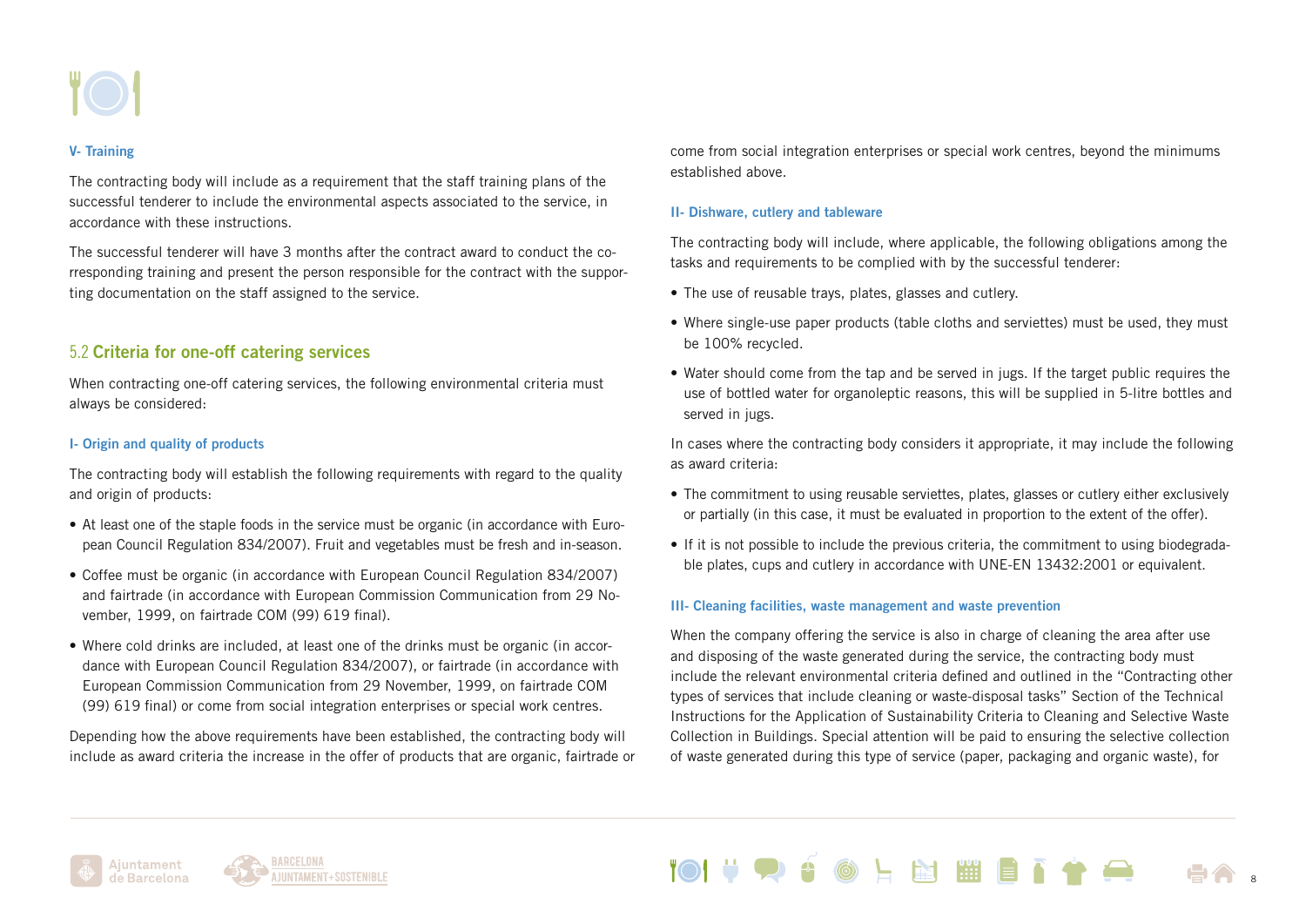### V- Training

The contracting body will include as a requirement that the staff training plans of the successful tenderer to include the environmental aspects associated to the service, in accordance with these instructions.

The successful tenderer will have 3 months after the contract award to conduct the corresponding training and present the person responsible for the contract with the supporting documentation on the staff assigned to the service.

## 5.2 Criteria for one-off catering services

When contracting one-off catering services, the following environmental criteria must always be considered:

### I- Origin and quality of products

The contracting body will establish the following requirements with regard to the quality and origin of products:

- At least one of the staple foods in the service must be organic (in accordance with European Council Regulation 834/2007). Fruit and vegetables must be fresh and in-season.
- Coffee must be organic (in accordance with European Council Regulation 834/2007) and fairtrade (in accordance with European Commission Communication from 29 November, 1999, on fairtrade COM (99) 619 final).
- Where cold drinks are included, at least one of the drinks must be organic (in accordance with European Council Regulation 834/2007), or fairtrade (in accordance with European Commission Communication from 29 November, 1999, on fairtrade COM (99) 619 final) or come from social integration enterprises or special work centres.

Depending how the above requirements have been established, the contracting body will include as award criteria the increase in the offer of products that are organic, fairtrade or come from social integration enterprises or special work centres, beyond the minimums established above.

### II- Dishware, cutlery and tableware

The contracting body will include, where applicable, the following obligations among the tasks and requirements to be complied with by the successful tenderer:

- The use of reusable trays, plates, glasses and cutlery.
- Where single-use paper products (table cloths and serviettes) must be used, they must be 100% recycled.
- Water should come from the tap and be served in jugs. If the target public requires the use of bottled water for organoleptic reasons, this will be supplied in 5-litre bottles and served in jugs.

In cases where the contracting body considers it appropriate, it may include the following as award criteria:

- The commitment to using reusable serviettes, plates, glasses or cutlery either exclusively or partially (in this case, it must be evaluated in proportion to the extent of the offer).
- If it is not possible to include the previous criteria, the commitment to using biodegradable plates, cups and cutlery in accordance with UNE-EN 13432:2001 or equivalent.

### III- Cleaning facilities, waste management and waste prevention

When the company offering the service is also in charge of cleaning the area after use and disposing of the waste generated during the service, the contracting body must include the relevant environmental criteria defined and outlined in the "Contracting other types of services that include cleaning or waste-disposal tasks" Section of the Technical Instructions for the Application of Sustainability Criteria to Cleaning and Selective Waste Collection in Buildings. Special attention will be paid to ensuring the selective collection of waste generated during this type of service (paper, packaging and organic waste), for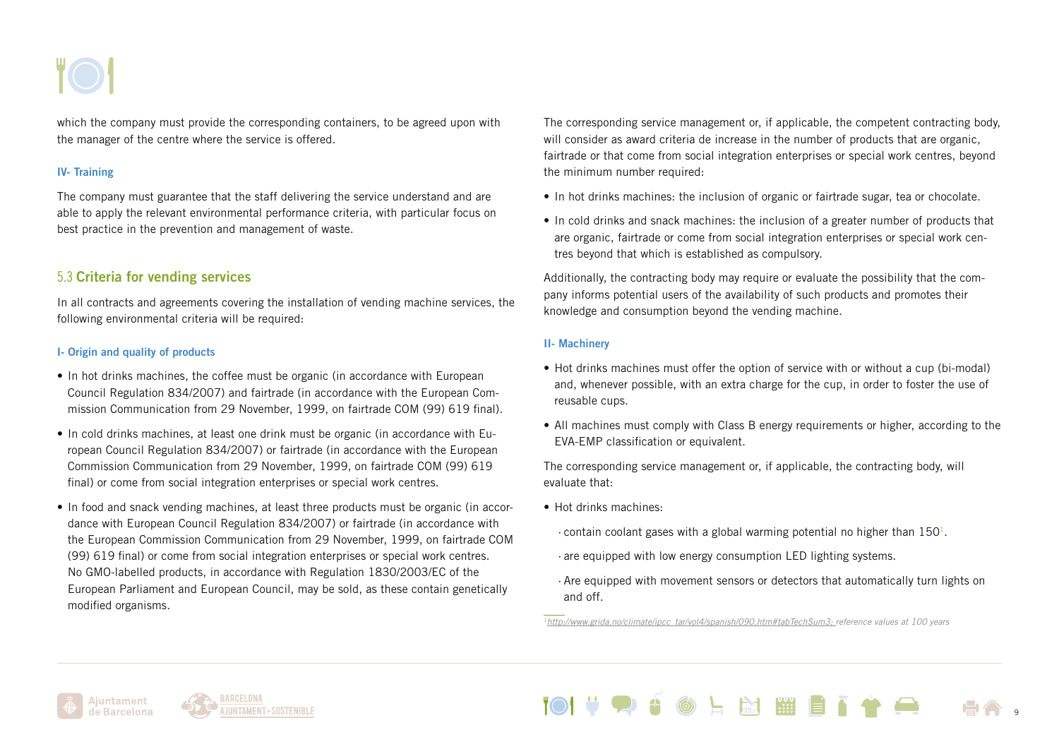which the company must provide the corresponding containers, to be agreed upon with the manager of the centre where the service is offered.

#### IV- Training

The company must guarantee that the staff delivering the service understand and are able to apply the relevant environmental performance criteria, with particular focus on best practice in the prevention and management of waste.

### 5.3 Criteria for vending services

In all contracts and agreements covering the installation of vending machine services, the following environmental criteria will be required:

#### I- Origin and quality of products

- In hot drinks machines, the coffee must be organic (in accordance with European Council Regulation 834/2007) and fairtrade (in accordance with the European Commission Communication from 29 November, 1999, on fairtrade COM (99) 619 final).
- In cold drinks machines, at least one drink must be organic (in accordance with European Council Regulation 834/2007) or fairtrade (in accordance with the European Commission Communication from 29 November, 1999, on fairtrade COM (99) 619 final) or come from social integration enterprises or special work centres.
- In food and snack vending machines, at least three products must be organic (in accordance with European Council Regulation 834/2007) or fairtrade (in accordance with the European Commission Communication from 29 November, 1999, on fairtrade COM (99) 619 final) or come from social integration enterprises or special work centres. No GMO-labelled products, in accordance with Regulation 1830/2003/EC of the European Parliament and European Council, may be sold, as these contain genetically modified organisms.

The corresponding service management or, if applicable, the competent contracting body, will consider as award criteria de increase in the number of products that are organic, fairtrade or that come from social integration enterprises or special work centres, beyond the minimum number required:

- In hot drinks machines: the inclusion of organic or fairtrade sugar, tea or chocolate.
- In cold drinks and snack machines: the inclusion of a greater number of products that are organic, fairtrade or come from social integration enterprises or special work centres beyond that which is established as compulsory.

Additionally, the contracting body may require or evaluate the possibility that the company informs potential users of the availability of such products and promotes their knowledge and consumption beyond the vending machine.

#### II- Machinery

- Hot drinks machines must offer the option of service with or without a cup (bi-modal) and, whenever possible, with an extra charge for the cup, in order to foster the use of reusable cups.
- All machines must comply with Class B energy requirements or higher, according to the EVA-EMP classification or equivalent.

The corresponding service management or, if applicable, the contracting body, will evaluate that:

- Hot drinks machines:
  - · contain coolant gases with a global warming potential no higher than 150[1].
  - · are equipped with low energy consumption LED lighting systems.
  - · Are equipped with movement sensors or detectors that automatically turn lights on and off.

[1] *http://www.grida.no/climate/ipcc_tar/vol4/spanish/090.htm#tabTechSum3; reference values at 100 years*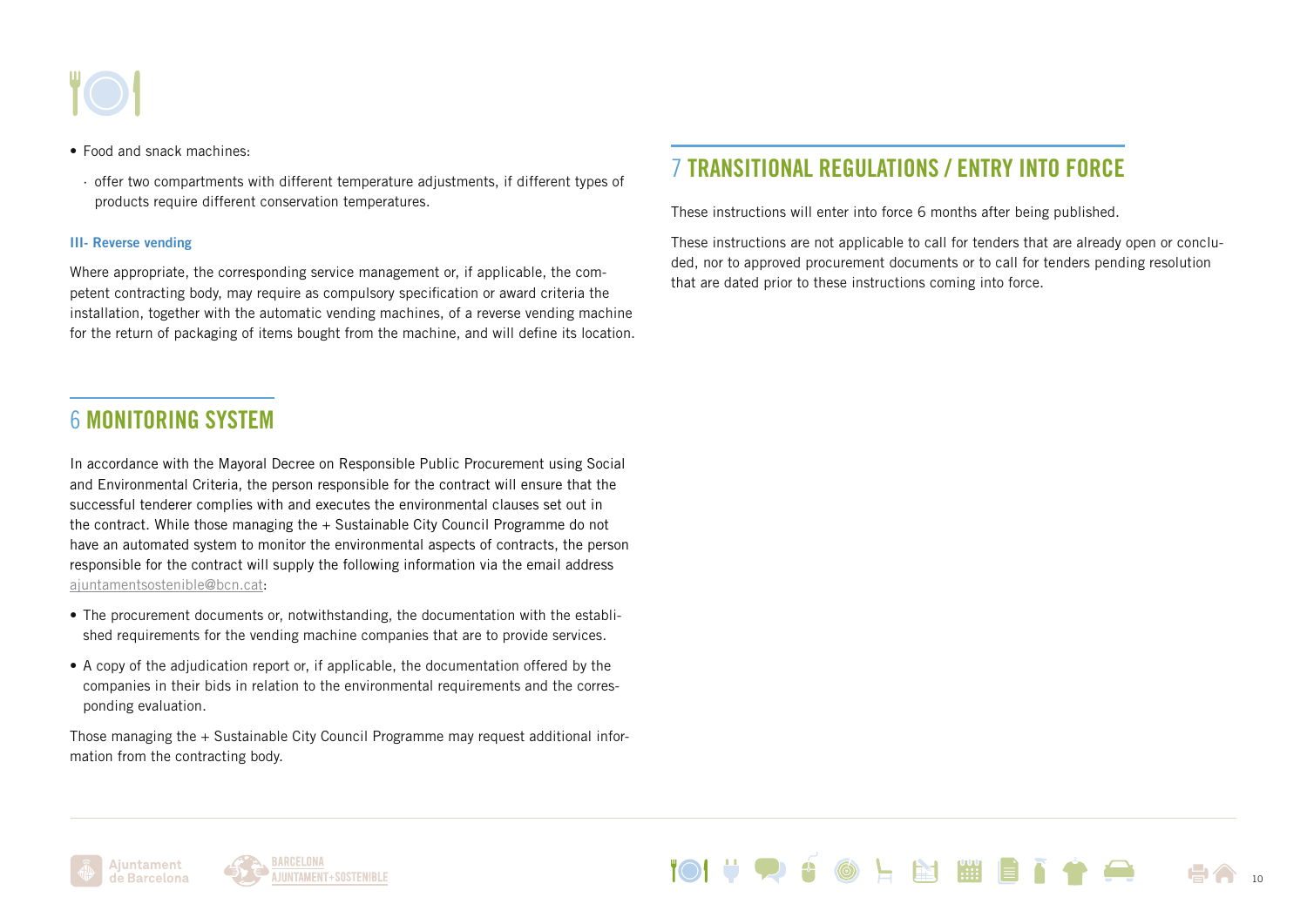- Food and snack machines:

  - offer two compartments with different temperature adjustments, if different types of products require different conservation temperatures.

### III- Reverse vending

Where appropriate, the corresponding service management or, if applicable, the competent contracting body, may require as compulsory specification or award criteria the installation, together with the automatic vending machines, of a reverse vending machine for the return of packaging of items bought from the machine, and will define its location.

## 6 MONITORING SYSTEM

In accordance with the Mayoral Decree on Responsible Public Procurement using Social and Environmental Criteria, the person responsible for the contract will ensure that the successful tenderer complies with and executes the environmental clauses set out in the contract. While those managing the + Sustainable City Council Programme do not have an automated system to monitor the environmental aspects of contracts, the person responsible for the contract will supply the following information via the email address ajuntamentsostenible@bcn.cat:

- The procurement documents or, notwithstanding, the documentation with the established requirements for the vending machine companies that are to provide services.
- A copy of the adjudication report or, if applicable, the documentation offered by the companies in their bids in relation to the environmental requirements and the corresponding evaluation.

Those managing the + Sustainable City Council Programme may request additional information from the contracting body.

## 7 TRANSITIONAL REGULATIONS / ENTRY INTO FORCE

These instructions will enter into force 6 months after being published.

These instructions are not applicable to call for tenders that are already open or concluded, nor to approved procurement documents or to call for tenders pending resolution that are dated prior to these instructions coming into force.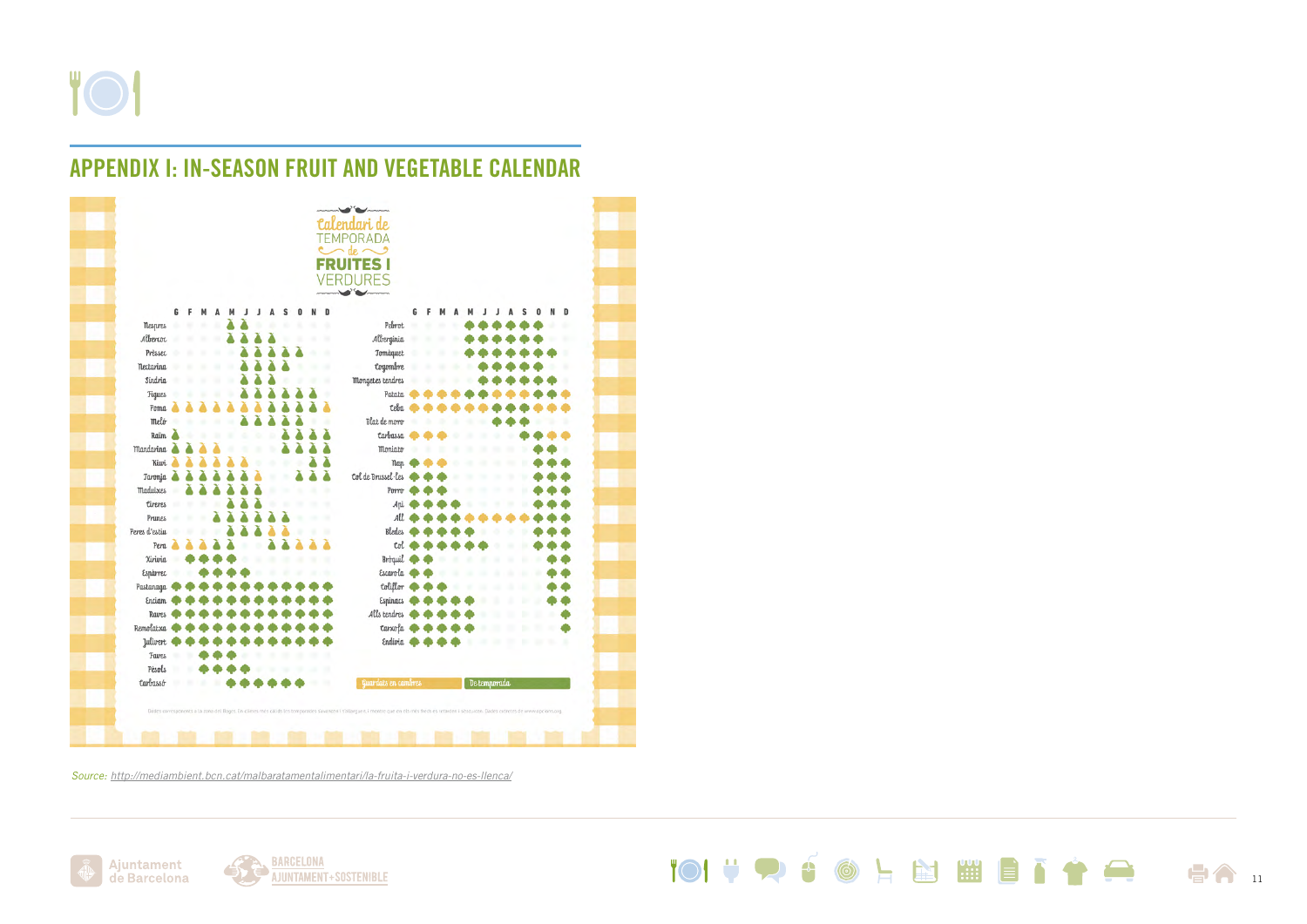## APPENDIX I: IN-SEASON FRUIT AND VEGETABLE CALENDAR

Calendari de TEMPORADA de FRUITES I VERDURES

G F M A M J J A S O N D

Nespres
Albercoc
Préssec
Nectarina
Síndria
Figues
Poma
Meló
Raïm
Mandarina
Kiwi
Taronja
Maduixes
Cireres
Prunes
Peres d'estiu
Pera
Xirivia
Espàrrec
Pastanaga
Enciam
Raves
Remolatxa
Julivert
Faves
Pèsols
Carbassó

G F M A M J J A S O N D

Pebrot
Albergínia
Tomàquet
Cogombre
Mongetes tendres
Patata
Ceba
Blat de moro
Carbassa
Moniato
Nap
Col de Brussel·les
Porro
Api
All
Bledes
Col
Bròquil
Escarola
Coliflor
Espinacs
Alls tendres
Carxofa
Endívia

Guardats en cambres
De temporada

*Source: http://mediambient.bcn.cat/malbaratamentalimentari/la-fruita-i-verdura-no-es-llenca/*